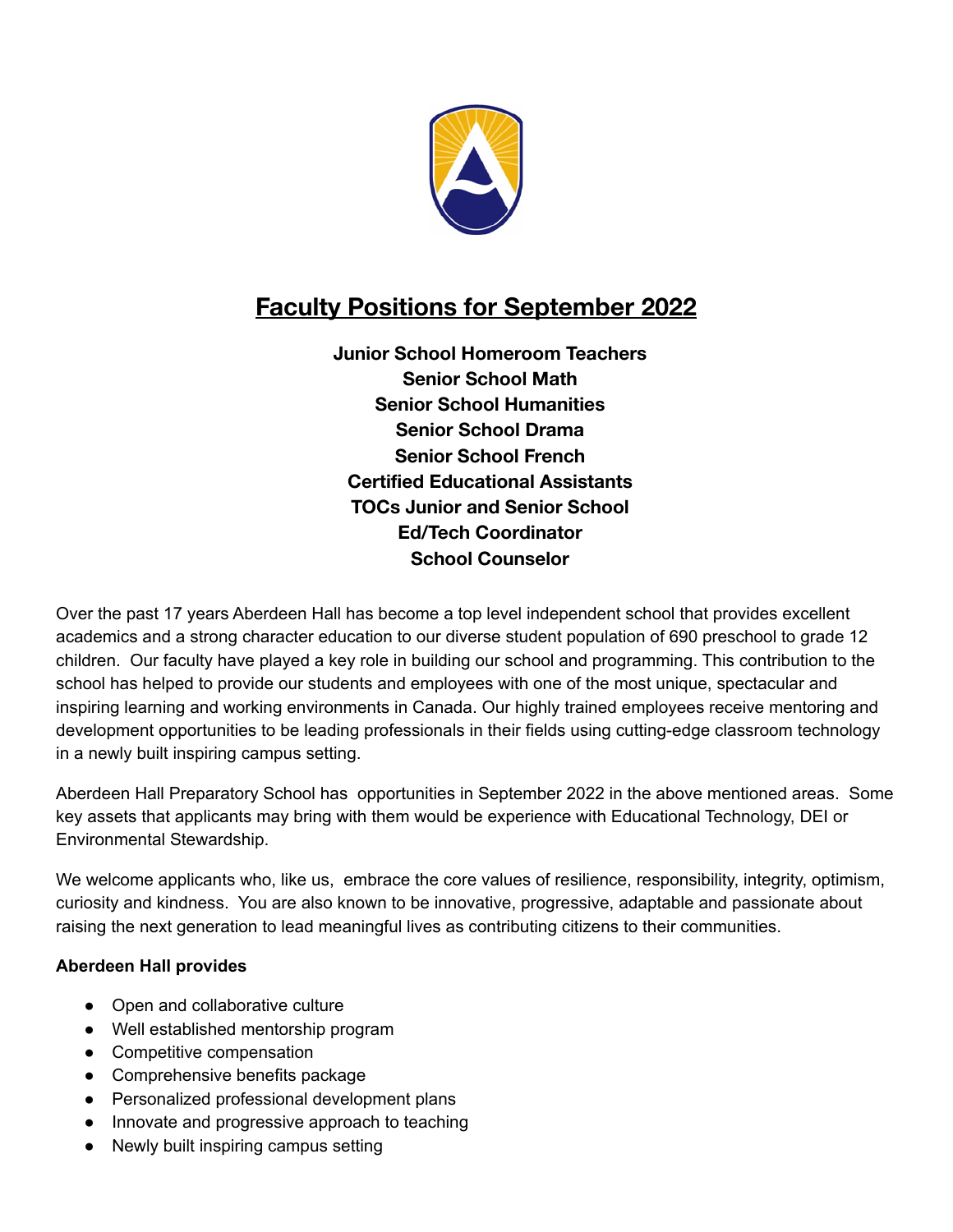# Faculty Positions for September 2022

**Junior School Homeroom Teachers**
**Senior School Math**
**Senior School Humanities**
**Senior School Drama**
**Senior School French**
**Certified Educational Assistants**
**TOCs Junior and Senior School**
**Ed/Tech Coordinator**
**School Counselor**

Over the past 17 years Aberdeen Hall has become a top level independent school that provides excellent academics and a strong character education to our diverse student population of 690 preschool to grade 12 children. Our faculty have played a key role in building our school and programming. This contribution to the school has helped to provide our students and employees with one of the most unique, spectacular and inspiring learning and working environments in Canada. Our highly trained employees receive mentoring and development opportunities to be leading professionals in their fields using cutting-edge classroom technology in a newly built inspiring campus setting.

Aberdeen Hall Preparatory School has opportunities in September 2022 in the above mentioned areas. Some key assets that applicants may bring with them would be experience with Educational Technology, DEI or Environmental Stewardship.

We welcome applicants who, like us, embrace the core values of resilience, responsibility, integrity, optimism, curiosity and kindness. You are also known to be innovative, progressive, adaptable and passionate about raising the next generation to lead meaningful lives as contributing citizens to their communities.

**Aberdeen Hall provides**

- Open and collaborative culture
- Well established mentorship program
- Competitive compensation
- Comprehensive benefits package
- Personalized professional development plans
- Innovate and progressive approach to teaching
- Newly built inspiring campus setting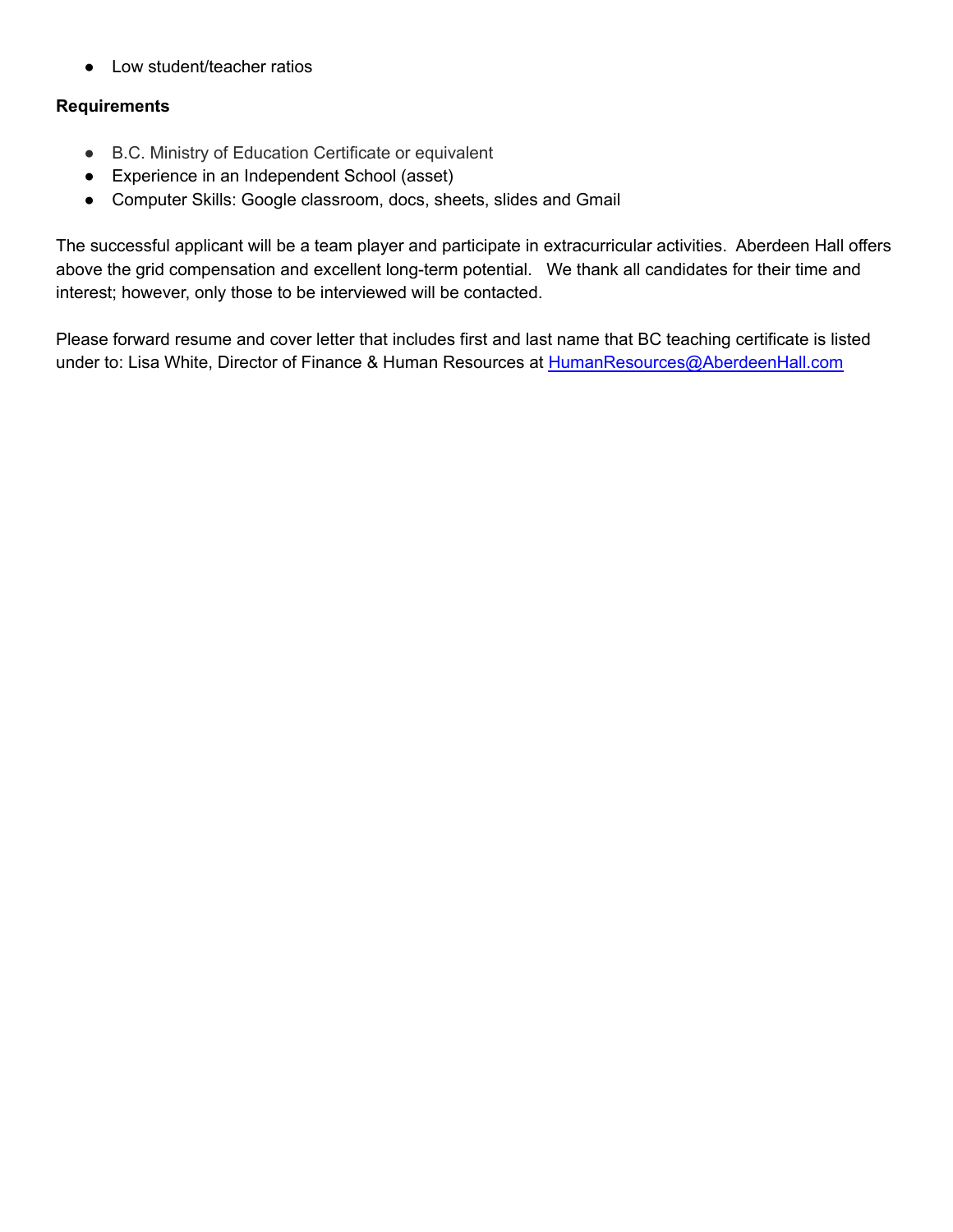- Low student/teacher ratios

**Requirements**

- B.C. Ministry of Education Certificate or equivalent
- Experience in an Independent School (asset)
- Computer Skills: Google classroom, docs, sheets, slides and Gmail

The successful applicant will be a team player and participate in extracurricular activities. Aberdeen Hall offers above the grid compensation and excellent long-term potential. We thank all candidates for their time and interest; however, only those to be interviewed will be contacted.

Please forward resume and cover letter that includes first and last name that BC teaching certificate is listed under to: Lisa White, Director of Finance & Human Resources at HumanResources@AberdeenHall.com